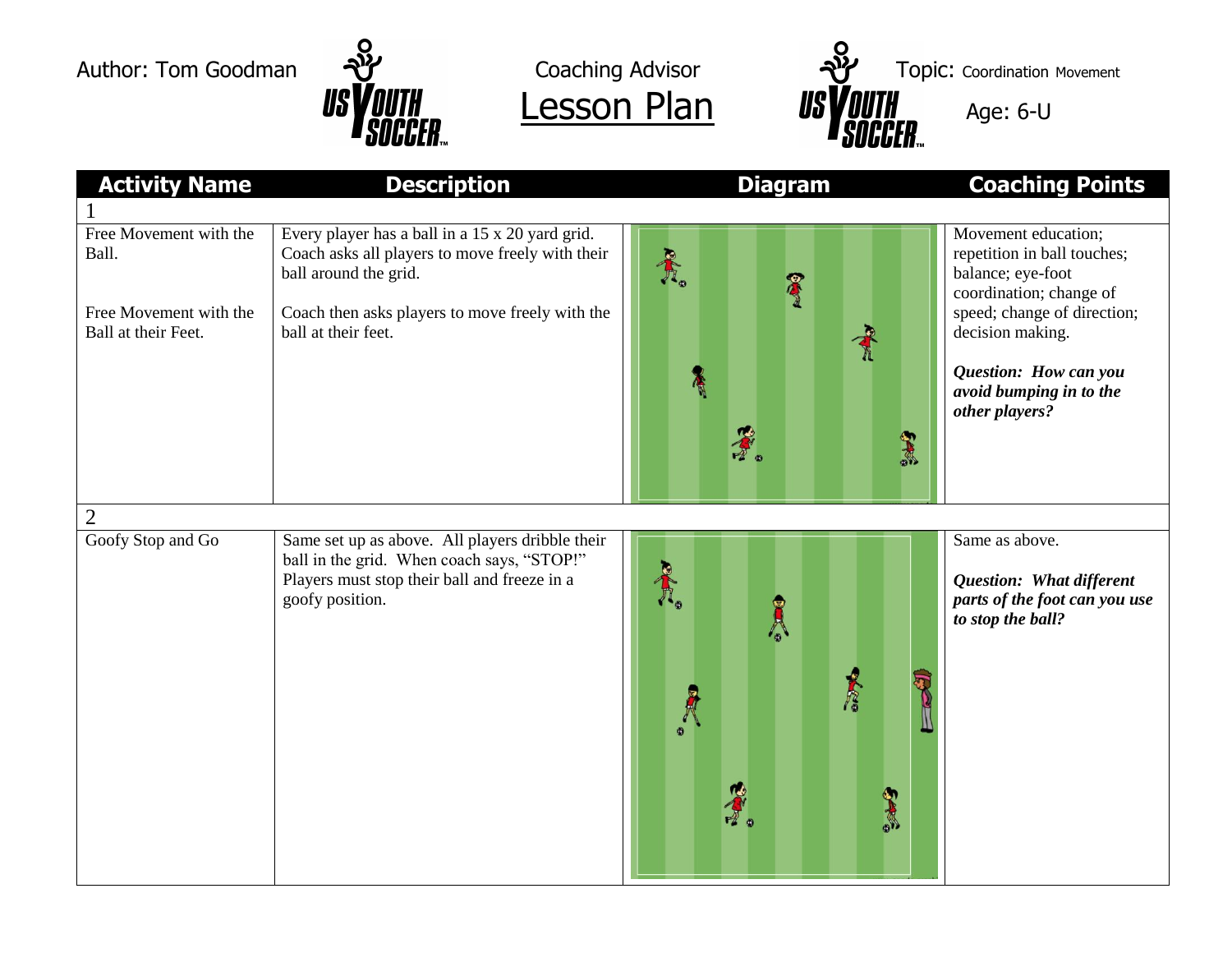Author: Tom Goodman

Coaching Advisor

# Lesson Plan

Topic: Coordination Movement

Age: 6-U

| Activity Name | Description | Diagram | Coaching Points |
|---|---|---|---|
| 1 | | | |
| Free Movement with the Ball.<br><br>Free Movement with the Ball at their Feet. | Every player has a ball in a 15 x 20 yard grid. Coach asks all players to move freely with their ball around the grid.<br><br>Coach then asks players to move freely with the ball at their feet. | | Movement education; repetition in ball touches; balance; eye-foot coordination; change of speed; change of direction; decision making.<br><br>***Question: How can you avoid bumping in to the other players?*** |
| 2 | | | |
| Goofy Stop and Go | Same set up as above. All players dribble their ball in the grid. When coach says, "STOP!" Players must stop their ball and freeze in a goofy position. | | Same as above.<br><br>***Question: What different parts of the foot can you use to stop the ball?*** |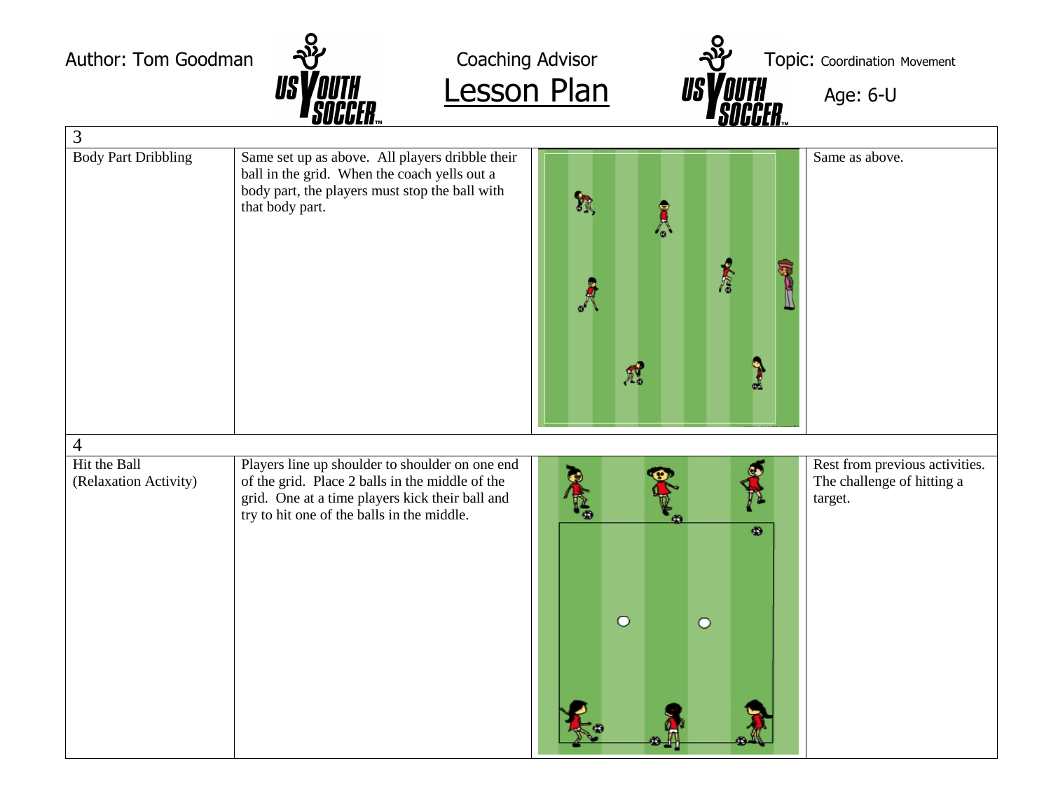Author: Tom Goodman

Coaching Advisor

# Lesson Plan

Topic: Coordination Movement

Age: 6-U

| 3 | | | |
|---|---|---|---|
| Body Part Dribbling | Same set up as above. All players dribble their ball in the grid. When the coach yells out a body part, the players must stop the ball with that body part. | | Same as above. |
| 4 | | | |
| Hit the Ball (Relaxation Activity) | Players line up shoulder to shoulder on one end of the grid. Place 2 balls in the middle of the grid. One at a time players kick their ball and try to hit one of the balls in the middle. | | Rest from previous activities. The challenge of hitting a target. |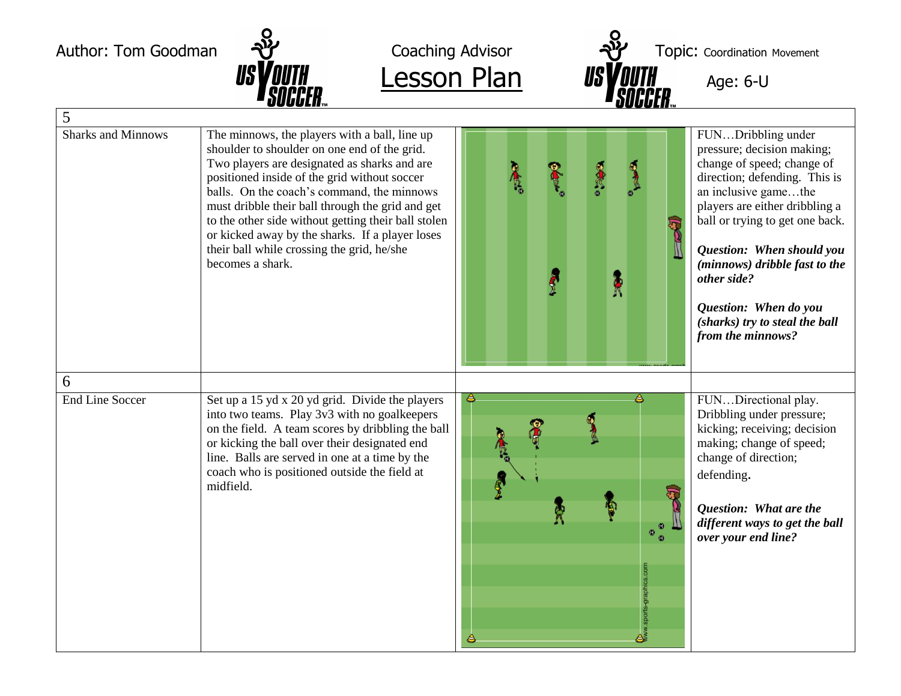Author: Tom Goodman

Coaching Advisor

# Lesson Plan

Topic: Coordination Movement

Age: 6-U

| 5 | | | |
|---|---|---|---|
| Sharks and Minnows | The minnows, the players with a ball, line up shoulder to shoulder on one end of the grid. Two players are designated as sharks and are positioned inside of the grid without soccer balls. On the coach's command, the minnows must dribble their ball through the grid and get to the other side without getting their ball stolen or kicked away by the sharks. If a player loses their ball while crossing the grid, he/she becomes a shark. | | FUN…Dribbling under pressure; decision making; change of speed; change of direction; defending. This is an inclusive game…the players are either dribbling a ball or trying to get one back.<br><br>***Question: When should you (minnows) dribble fast to the other side?***<br><br>***Question: When do you (sharks) try to steal the ball from the minnows?*** |
| 6 | | | |
| End Line Soccer | Set up a 15 yd x 20 yd grid. Divide the players into two teams. Play 3v3 with no goalkeepers on the field. A team scores by dribbling the ball or kicking the ball over their designated end line. Balls are served in one at a time by the coach who is positioned outside the field at midfield. | | FUN…Directional play. Dribbling under pressure; kicking; receiving; decision making; change of speed; change of direction; defending.<br><br>***Question: What are the different ways to get the ball over your end line?*** |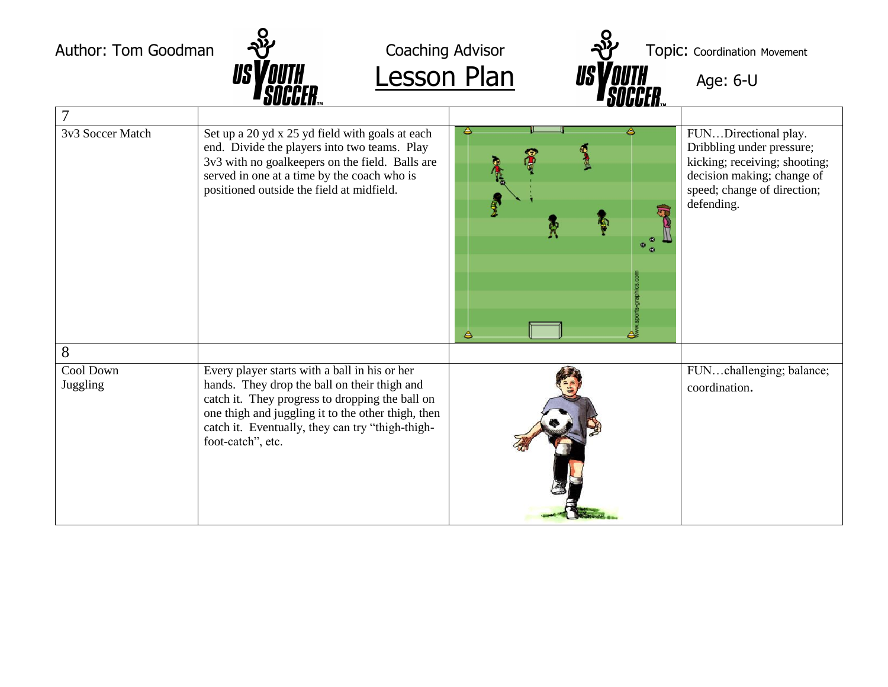Author: Tom Goodman

Coaching Advisor

# Lesson Plan

Topic: Coordination Movement

Age: 6-U

| | | | |
|---|---|---|---|
| 7 | | | |
| 3v3 Soccer Match | Set up a 20 yd x 25 yd field with goals at each end. Divide the players into two teams. Play 3v3 with no goalkeepers on the field. Balls are served in one at a time by the coach who is positioned outside the field at midfield. | | FUN…Directional play. Dribbling under pressure; kicking; receiving; shooting; decision making; change of speed; change of direction; defending. |
| 8 | | | |
| Cool Down Juggling | Every player starts with a ball in his or her hands. They drop the ball on their thigh and catch it. They progress to dropping the ball on one thigh and juggling it to the other thigh, then catch it. Eventually, they can try "thigh-thigh-foot-catch", etc. | | FUN…challenging; balance; coordination. |